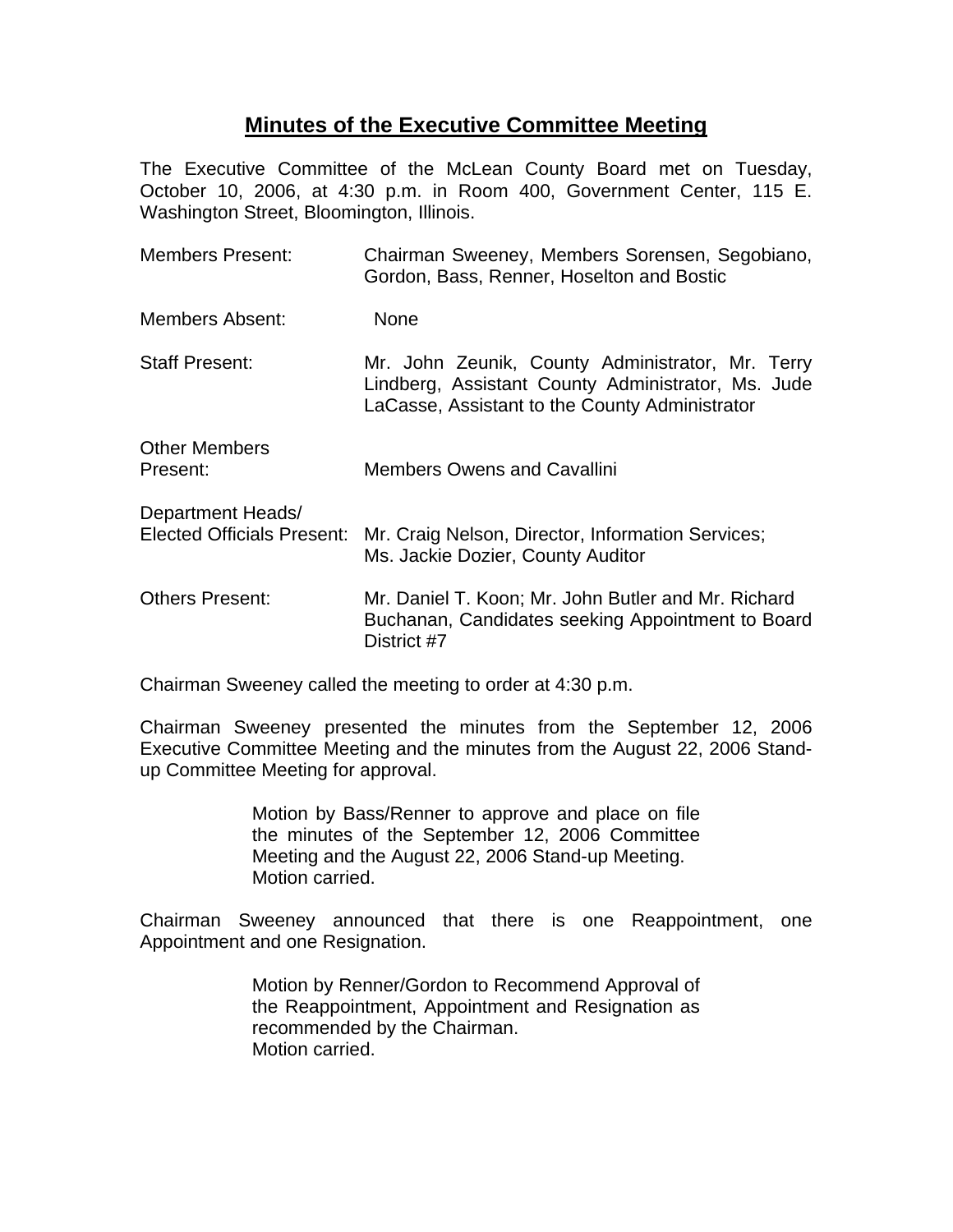# Minutes of the Executive Committee Meeting

The Executive Committee of the McLean County Board met on Tuesday, October 10, 2006, at 4:30 p.m. in Room 400, Government Center, 115 E. Washington Street, Bloomington, Illinois.

| | |
|---|---|
| Members Present: | Chairman Sweeney, Members Sorensen, Segobiano, Gordon, Bass, Renner, Hoselton and Bostic |
| Members Absent: | None |
| Staff Present: | Mr. John Zeunik, County Administrator, Mr. Terry Lindberg, Assistant County Administrator, Ms. Jude LaCasse, Assistant to the County Administrator |
| Other Members Present: | Members Owens and Cavallini |
| Department Heads/ Elected Officials Present: | Mr. Craig Nelson, Director, Information Services; Ms. Jackie Dozier, County Auditor |
| Others Present: | Mr. Daniel T. Koon; Mr. John Butler and Mr. Richard Buchanan, Candidates seeking Appointment to Board District #7 |

Chairman Sweeney called the meeting to order at 4:30 p.m.

Chairman Sweeney presented the minutes from the September 12, 2006 Executive Committee Meeting and the minutes from the August 22, 2006 Stand-up Committee Meeting for approval.

> Motion by Bass/Renner to approve and place on file the minutes of the September 12, 2006 Committee Meeting and the August 22, 2006 Stand-up Meeting.
> Motion carried.

Chairman Sweeney announced that there is one Reappointment, one Appointment and one Resignation.

> Motion by Renner/Gordon to Recommend Approval of the Reappointment, Appointment and Resignation as recommended by the Chairman.
> Motion carried.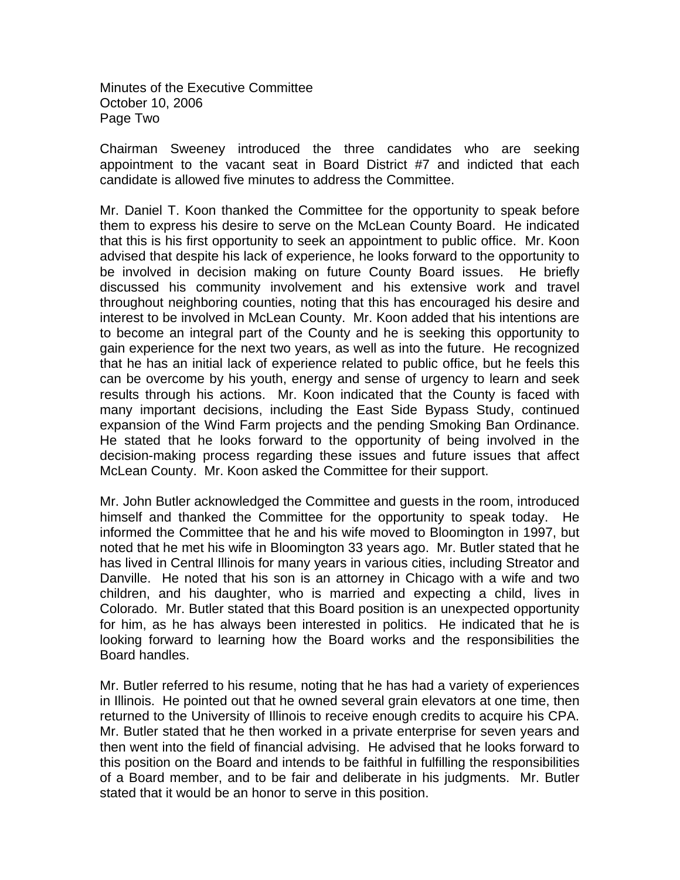Chairman Sweeney introduced the three candidates who are seeking appointment to the vacant seat in Board District #7 and indicted that each candidate is allowed five minutes to address the Committee.

Mr. Daniel T. Koon thanked the Committee for the opportunity to speak before them to express his desire to serve on the McLean County Board. He indicated that this is his first opportunity to seek an appointment to public office. Mr. Koon advised that despite his lack of experience, he looks forward to the opportunity to be involved in decision making on future County Board issues. He briefly discussed his community involvement and his extensive work and travel throughout neighboring counties, noting that this has encouraged his desire and interest to be involved in McLean County. Mr. Koon added that his intentions are to become an integral part of the County and he is seeking this opportunity to gain experience for the next two years, as well as into the future. He recognized that he has an initial lack of experience related to public office, but he feels this can be overcome by his youth, energy and sense of urgency to learn and seek results through his actions. Mr. Koon indicated that the County is faced with many important decisions, including the East Side Bypass Study, continued expansion of the Wind Farm projects and the pending Smoking Ban Ordinance. He stated that he looks forward to the opportunity of being involved in the decision-making process regarding these issues and future issues that affect McLean County. Mr. Koon asked the Committee for their support.

Mr. John Butler acknowledged the Committee and guests in the room, introduced himself and thanked the Committee for the opportunity to speak today. He informed the Committee that he and his wife moved to Bloomington in 1997, but noted that he met his wife in Bloomington 33 years ago. Mr. Butler stated that he has lived in Central Illinois for many years in various cities, including Streator and Danville. He noted that his son is an attorney in Chicago with a wife and two children, and his daughter, who is married and expecting a child, lives in Colorado. Mr. Butler stated that this Board position is an unexpected opportunity for him, as he has always been interested in politics. He indicated that he is looking forward to learning how the Board works and the responsibilities the Board handles.

Mr. Butler referred to his resume, noting that he has had a variety of experiences in Illinois. He pointed out that he owned several grain elevators at one time, then returned to the University of Illinois to receive enough credits to acquire his CPA. Mr. Butler stated that he then worked in a private enterprise for seven years and then went into the field of financial advising. He advised that he looks forward to this position on the Board and intends to be faithful in fulfilling the responsibilities of a Board member, and to be fair and deliberate in his judgments. Mr. Butler stated that it would be an honor to serve in this position.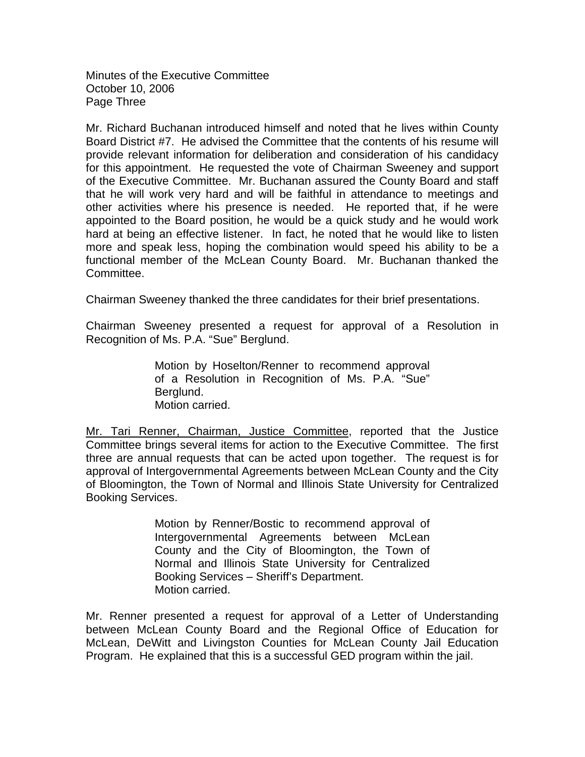Mr. Richard Buchanan introduced himself and noted that he lives within County Board District #7. He advised the Committee that the contents of his resume will provide relevant information for deliberation and consideration of his candidacy for this appointment. He requested the vote of Chairman Sweeney and support of the Executive Committee. Mr. Buchanan assured the County Board and staff that he will work very hard and will be faithful in attendance to meetings and other activities where his presence is needed. He reported that, if he were appointed to the Board position, he would be a quick study and he would work hard at being an effective listener. In fact, he noted that he would like to listen more and speak less, hoping the combination would speed his ability to be a functional member of the McLean County Board. Mr. Buchanan thanked the Committee.

Chairman Sweeney thanked the three candidates for their brief presentations.

Chairman Sweeney presented a request for approval of a Resolution in Recognition of Ms. P.A. "Sue" Berglund.

> Motion by Hoselton/Renner to recommend approval of a Resolution in Recognition of Ms. P.A. "Sue" Berglund.
> Motion carried.

Mr. Tari Renner, Chairman, Justice Committee, reported that the Justice Committee brings several items for action to the Executive Committee. The first three are annual requests that can be acted upon together. The request is for approval of Intergovernmental Agreements between McLean County and the City of Bloomington, the Town of Normal and Illinois State University for Centralized Booking Services.

> Motion by Renner/Bostic to recommend approval of Intergovernmental Agreements between McLean County and the City of Bloomington, the Town of Normal and Illinois State University for Centralized Booking Services – Sheriff's Department.
> Motion carried.

Mr. Renner presented a request for approval of a Letter of Understanding between McLean County Board and the Regional Office of Education for McLean, DeWitt and Livingston Counties for McLean County Jail Education Program. He explained that this is a successful GED program within the jail.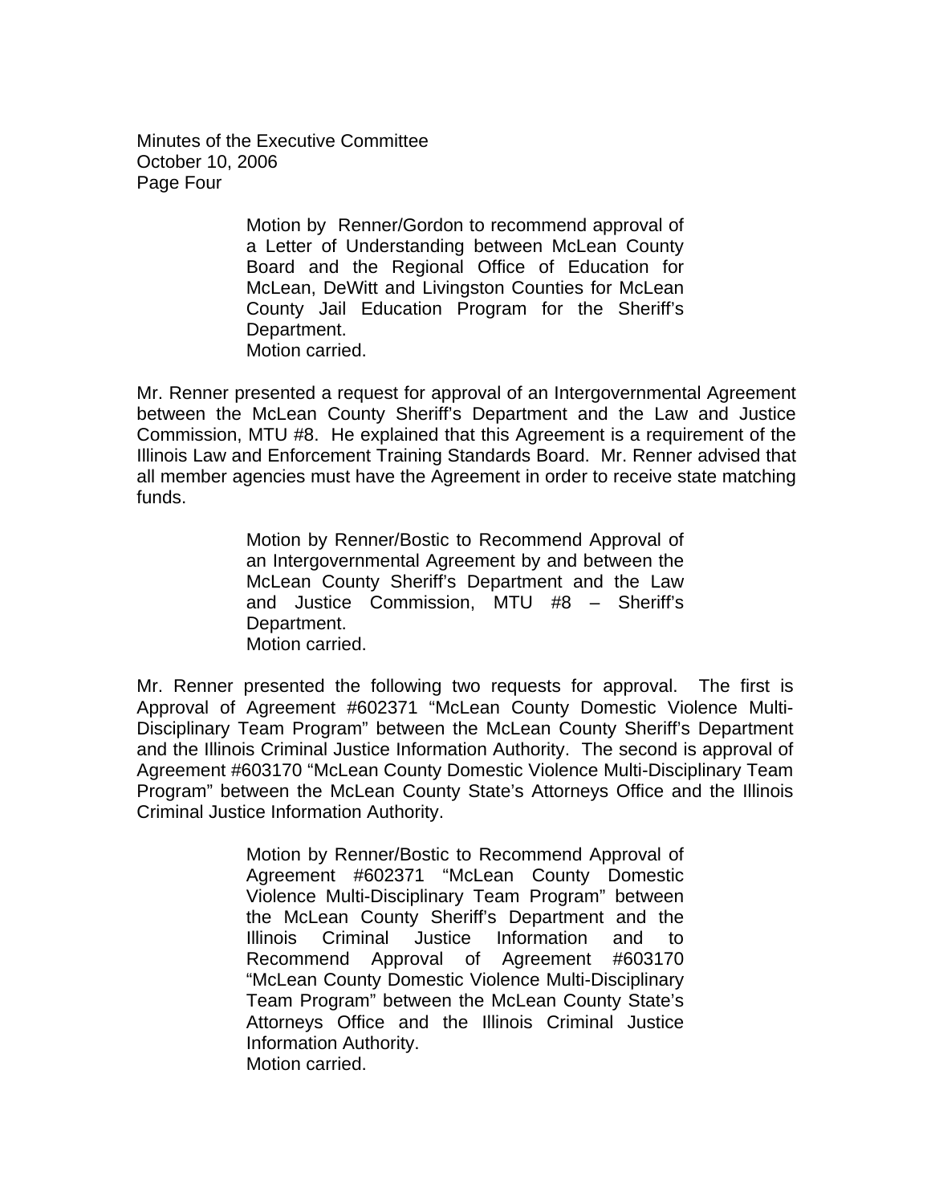Motion by Renner/Gordon to recommend approval of a Letter of Understanding between McLean County Board and the Regional Office of Education for McLean, DeWitt and Livingston Counties for McLean County Jail Education Program for the Sheriff's Department.
Motion carried.

Mr. Renner presented a request for approval of an Intergovernmental Agreement between the McLean County Sheriff's Department and the Law and Justice Commission, MTU #8. He explained that this Agreement is a requirement of the Illinois Law and Enforcement Training Standards Board. Mr. Renner advised that all member agencies must have the Agreement in order to receive state matching funds.

Motion by Renner/Bostic to Recommend Approval of an Intergovernmental Agreement by and between the McLean County Sheriff's Department and the Law and Justice Commission, MTU #8 – Sheriff's Department.
Motion carried.

Mr. Renner presented the following two requests for approval. The first is Approval of Agreement #602371 "McLean County Domestic Violence Multi-Disciplinary Team Program" between the McLean County Sheriff's Department and the Illinois Criminal Justice Information Authority. The second is approval of Agreement #603170 "McLean County Domestic Violence Multi-Disciplinary Team Program" between the McLean County State's Attorneys Office and the Illinois Criminal Justice Information Authority.

Motion by Renner/Bostic to Recommend Approval of Agreement #602371 "McLean County Domestic Violence Multi-Disciplinary Team Program" between the McLean County Sheriff's Department and the Illinois Criminal Justice Information and to Recommend Approval of Agreement #603170 "McLean County Domestic Violence Multi-Disciplinary Team Program" between the McLean County State's Attorneys Office and the Illinois Criminal Justice Information Authority.
Motion carried.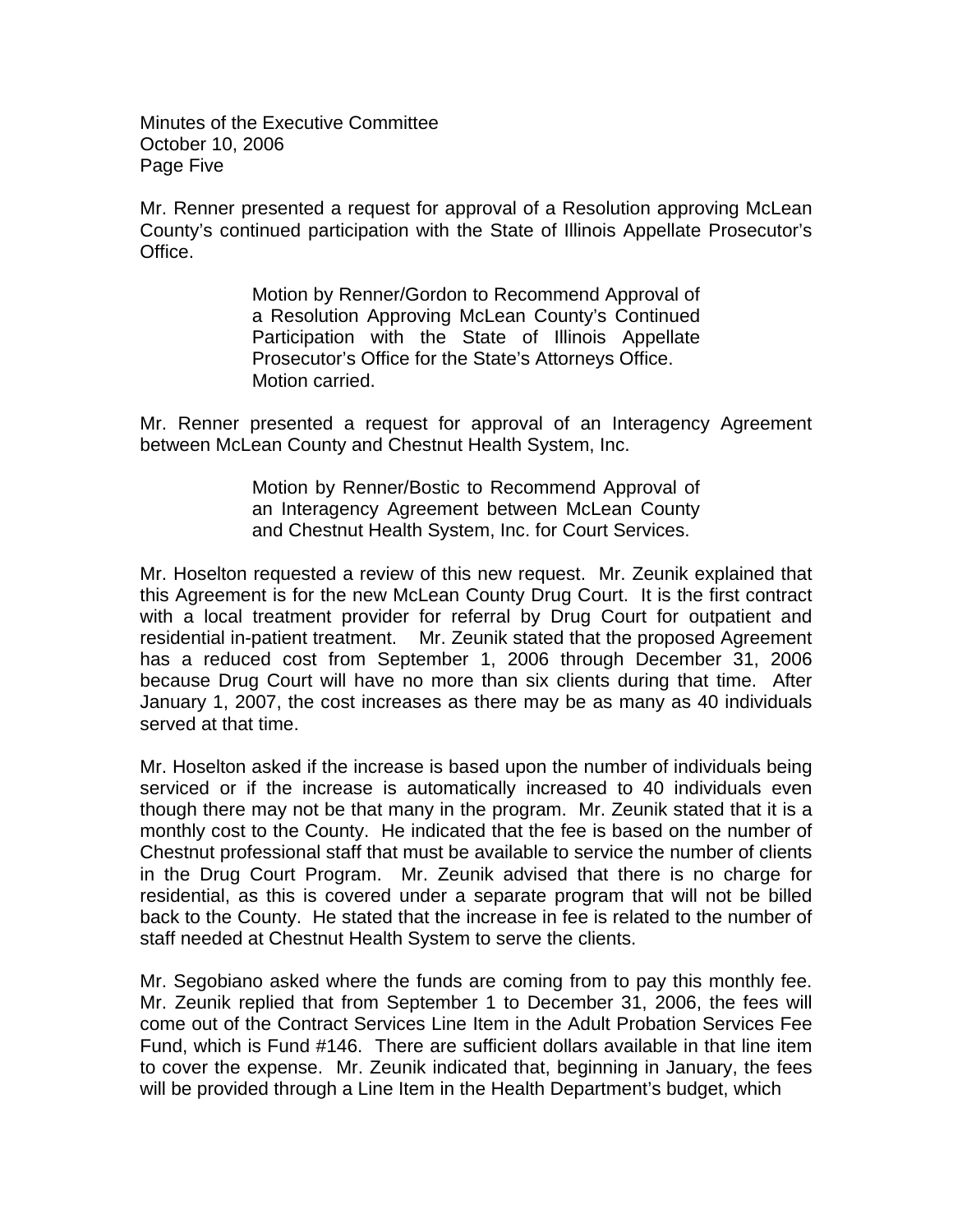Mr. Renner presented a request for approval of a Resolution approving McLean County's continued participation with the State of Illinois Appellate Prosecutor's Office.

> Motion by Renner/Gordon to Recommend Approval of a Resolution Approving McLean County's Continued Participation with the State of Illinois Appellate Prosecutor's Office for the State's Attorneys Office.
> Motion carried.

Mr. Renner presented a request for approval of an Interagency Agreement between McLean County and Chestnut Health System, Inc.

> Motion by Renner/Bostic to Recommend Approval of an Interagency Agreement between McLean County and Chestnut Health System, Inc. for Court Services.

Mr. Hoselton requested a review of this new request. Mr. Zeunik explained that this Agreement is for the new McLean County Drug Court. It is the first contract with a local treatment provider for referral by Drug Court for outpatient and residential in-patient treatment. Mr. Zeunik stated that the proposed Agreement has a reduced cost from September 1, 2006 through December 31, 2006 because Drug Court will have no more than six clients during that time. After January 1, 2007, the cost increases as there may be as many as 40 individuals served at that time.

Mr. Hoselton asked if the increase is based upon the number of individuals being serviced or if the increase is automatically increased to 40 individuals even though there may not be that many in the program. Mr. Zeunik stated that it is a monthly cost to the County. He indicated that the fee is based on the number of Chestnut professional staff that must be available to service the number of clients in the Drug Court Program. Mr. Zeunik advised that there is no charge for residential, as this is covered under a separate program that will not be billed back to the County. He stated that the increase in fee is related to the number of staff needed at Chestnut Health System to serve the clients.

Mr. Segobiano asked where the funds are coming from to pay this monthly fee. Mr. Zeunik replied that from September 1 to December 31, 2006, the fees will come out of the Contract Services Line Item in the Adult Probation Services Fee Fund, which is Fund #146. There are sufficient dollars available in that line item to cover the expense. Mr. Zeunik indicated that, beginning in January, the fees will be provided through a Line Item in the Health Department's budget, which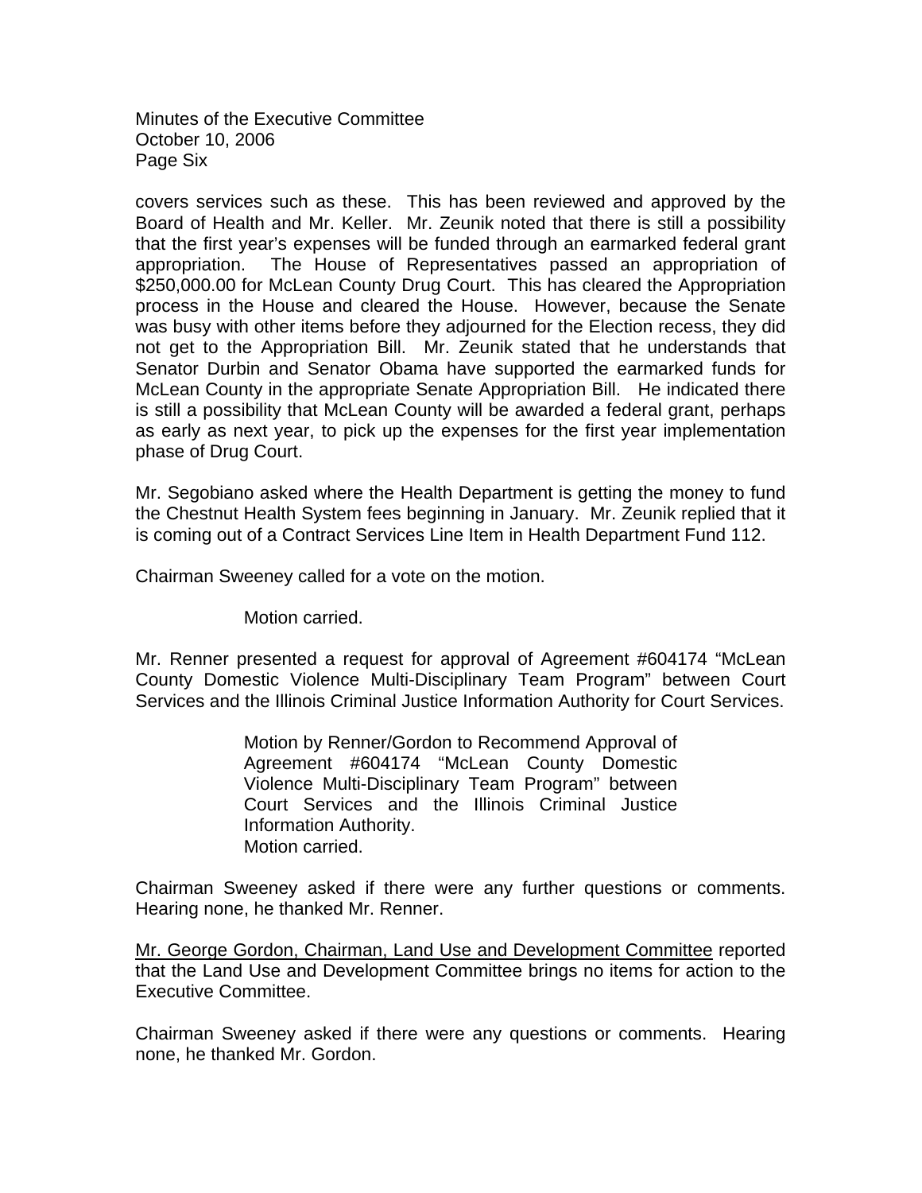covers services such as these. This has been reviewed and approved by the Board of Health and Mr. Keller. Mr. Zeunik noted that there is still a possibility that the first year's expenses will be funded through an earmarked federal grant appropriation. The House of Representatives passed an appropriation of $250,000.00 for McLean County Drug Court. This has cleared the Appropriation process in the House and cleared the House. However, because the Senate was busy with other items before they adjourned for the Election recess, they did not get to the Appropriation Bill. Mr. Zeunik stated that he understands that Senator Durbin and Senator Obama have supported the earmarked funds for McLean County in the appropriate Senate Appropriation Bill. He indicated there is still a possibility that McLean County will be awarded a federal grant, perhaps as early as next year, to pick up the expenses for the first year implementation phase of Drug Court.

Mr. Segobiano asked where the Health Department is getting the money to fund the Chestnut Health System fees beginning in January. Mr. Zeunik replied that it is coming out of a Contract Services Line Item in Health Department Fund 112.

Chairman Sweeney called for a vote on the motion.

> Motion carried.

Mr. Renner presented a request for approval of Agreement #604174 "McLean County Domestic Violence Multi-Disciplinary Team Program" between Court Services and the Illinois Criminal Justice Information Authority for Court Services.

> Motion by Renner/Gordon to Recommend Approval of Agreement #604174 "McLean County Domestic Violence Multi-Disciplinary Team Program" between Court Services and the Illinois Criminal Justice Information Authority.
> Motion carried.

Chairman Sweeney asked if there were any further questions or comments. Hearing none, he thanked Mr. Renner.

<u>Mr. George Gordon, Chairman, Land Use and Development Committee</u> reported that the Land Use and Development Committee brings no items for action to the Executive Committee.

Chairman Sweeney asked if there were any questions or comments. Hearing none, he thanked Mr. Gordon.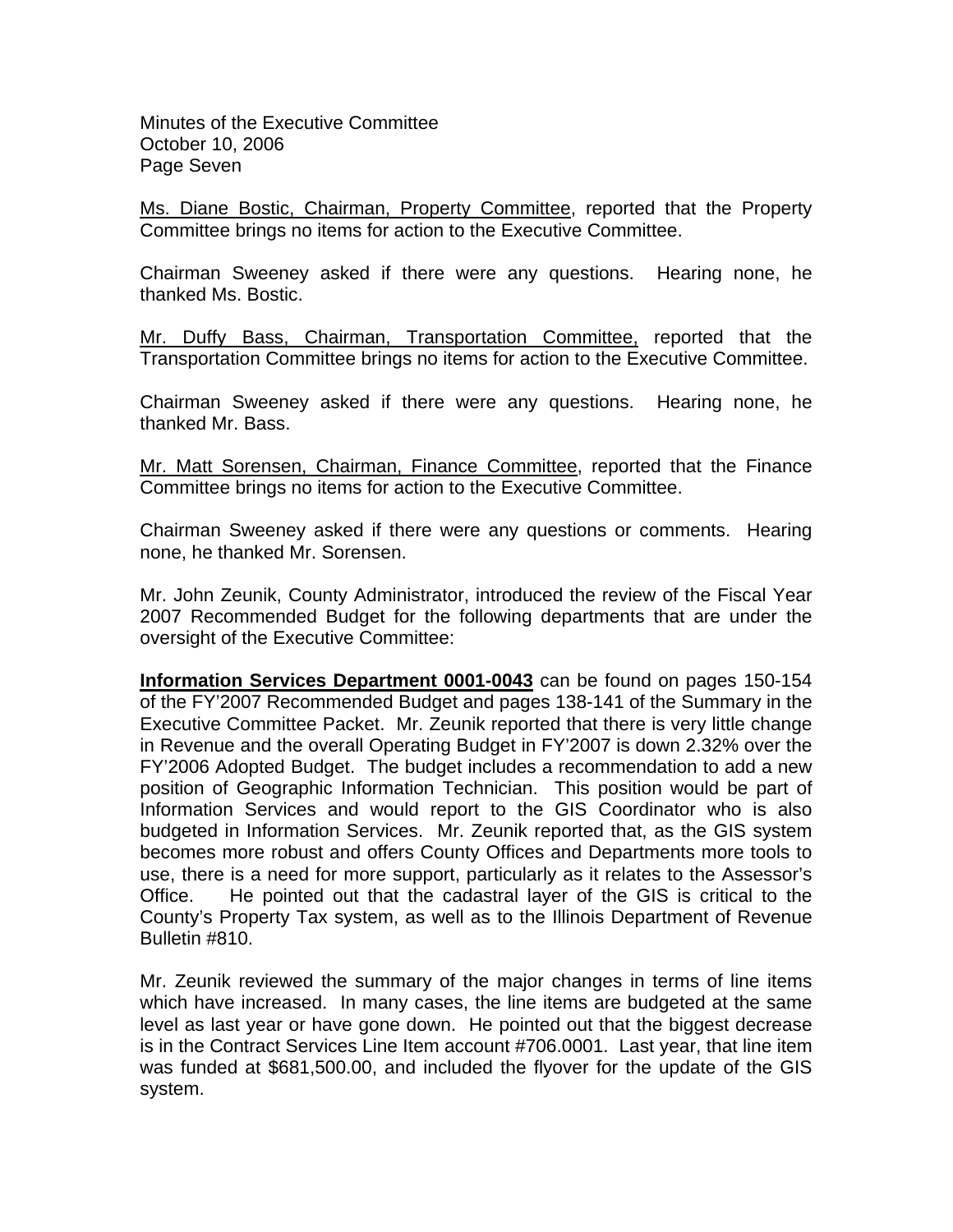Ms. Diane Bostic, Chairman, Property Committee, reported that the Property Committee brings no items for action to the Executive Committee.

Chairman Sweeney asked if there were any questions. Hearing none, he thanked Ms. Bostic.

Mr. Duffy Bass, Chairman, Transportation Committee, reported that the Transportation Committee brings no items for action to the Executive Committee.

Chairman Sweeney asked if there were any questions. Hearing none, he thanked Mr. Bass.

Mr. Matt Sorensen, Chairman, Finance Committee, reported that the Finance Committee brings no items for action to the Executive Committee.

Chairman Sweeney asked if there were any questions or comments. Hearing none, he thanked Mr. Sorensen.

Mr. John Zeunik, County Administrator, introduced the review of the Fiscal Year 2007 Recommended Budget for the following departments that are under the oversight of the Executive Committee:

**Information Services Department 0001-0043** can be found on pages 150-154 of the FY'2007 Recommended Budget and pages 138-141 of the Summary in the Executive Committee Packet. Mr. Zeunik reported that there is very little change in Revenue and the overall Operating Budget in FY'2007 is down 2.32% over the FY'2006 Adopted Budget. The budget includes a recommendation to add a new position of Geographic Information Technician. This position would be part of Information Services and would report to the GIS Coordinator who is also budgeted in Information Services. Mr. Zeunik reported that, as the GIS system becomes more robust and offers County Offices and Departments more tools to use, there is a need for more support, particularly as it relates to the Assessor's Office. He pointed out that the cadastral layer of the GIS is critical to the County's Property Tax system, as well as to the Illinois Department of Revenue Bulletin #810.

Mr. Zeunik reviewed the summary of the major changes in terms of line items which have increased. In many cases, the line items are budgeted at the same level as last year or have gone down. He pointed out that the biggest decrease is in the Contract Services Line Item account #706.0001. Last year, that line item was funded at $681,500.00, and included the flyover for the update of the GIS system.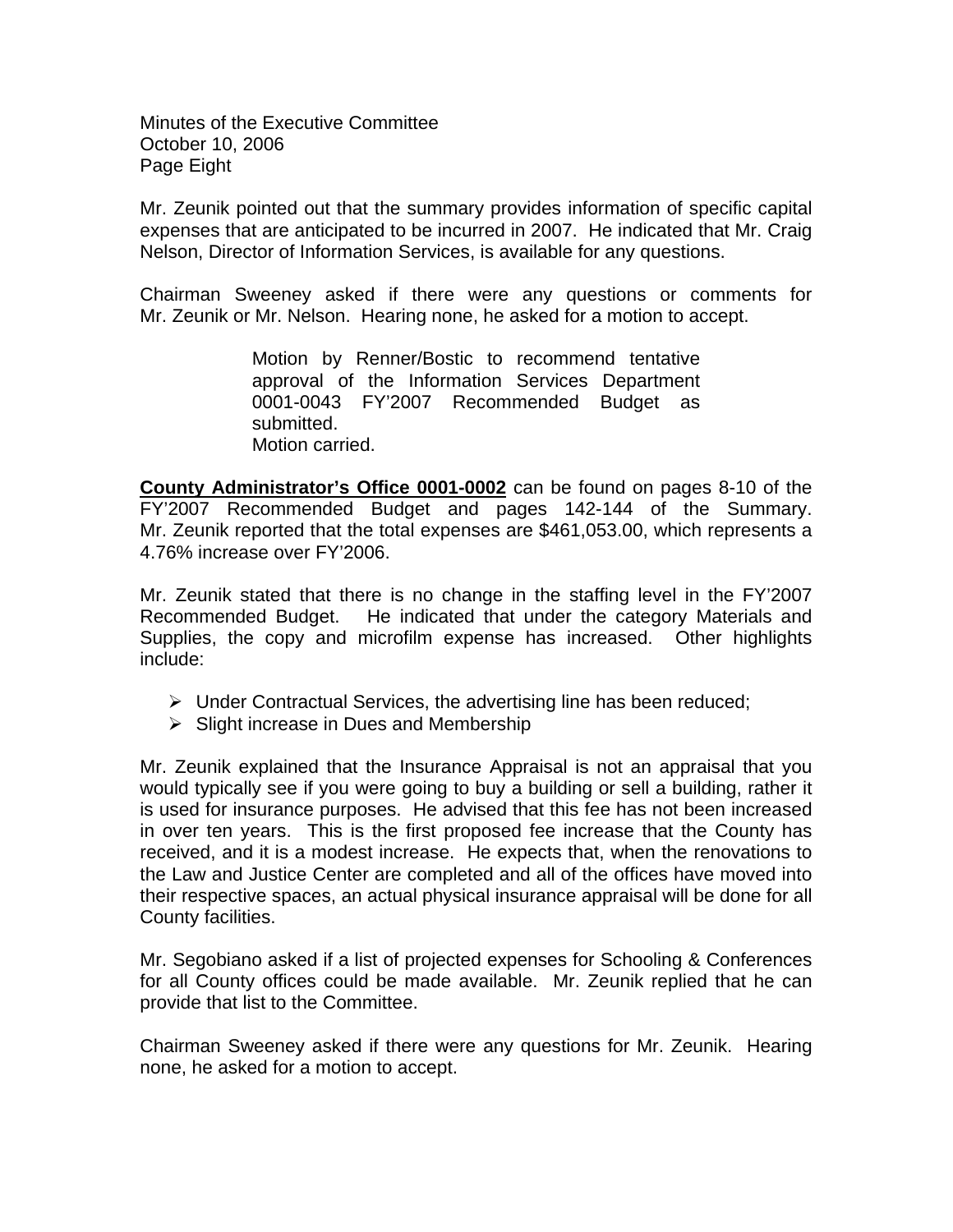Mr. Zeunik pointed out that the summary provides information of specific capital expenses that are anticipated to be incurred in 2007. He indicated that Mr. Craig Nelson, Director of Information Services, is available for any questions.

Chairman Sweeney asked if there were any questions or comments for Mr. Zeunik or Mr. Nelson. Hearing none, he asked for a motion to accept.

> Motion by Renner/Bostic to recommend tentative approval of the Information Services Department 0001-0043 FY'2007 Recommended Budget as submitted.
> Motion carried.

**<u>County Administrator's Office 0001-0002</u>** can be found on pages 8-10 of the FY'2007 Recommended Budget and pages 142-144 of the Summary. Mr. Zeunik reported that the total expenses are $461,053.00, which represents a 4.76% increase over FY'2006.

Mr. Zeunik stated that there is no change in the staffing level in the FY'2007 Recommended Budget. He indicated that under the category Materials and Supplies, the copy and microfilm expense has increased. Other highlights include:

- Under Contractual Services, the advertising line has been reduced;
- Slight increase in Dues and Membership

Mr. Zeunik explained that the Insurance Appraisal is not an appraisal that you would typically see if you were going to buy a building or sell a building, rather it is used for insurance purposes. He advised that this fee has not been increased in over ten years. This is the first proposed fee increase that the County has received, and it is a modest increase. He expects that, when the renovations to the Law and Justice Center are completed and all of the offices have moved into their respective spaces, an actual physical insurance appraisal will be done for all County facilities.

Mr. Segobiano asked if a list of projected expenses for Schooling & Conferences for all County offices could be made available. Mr. Zeunik replied that he can provide that list to the Committee.

Chairman Sweeney asked if there were any questions for Mr. Zeunik. Hearing none, he asked for a motion to accept.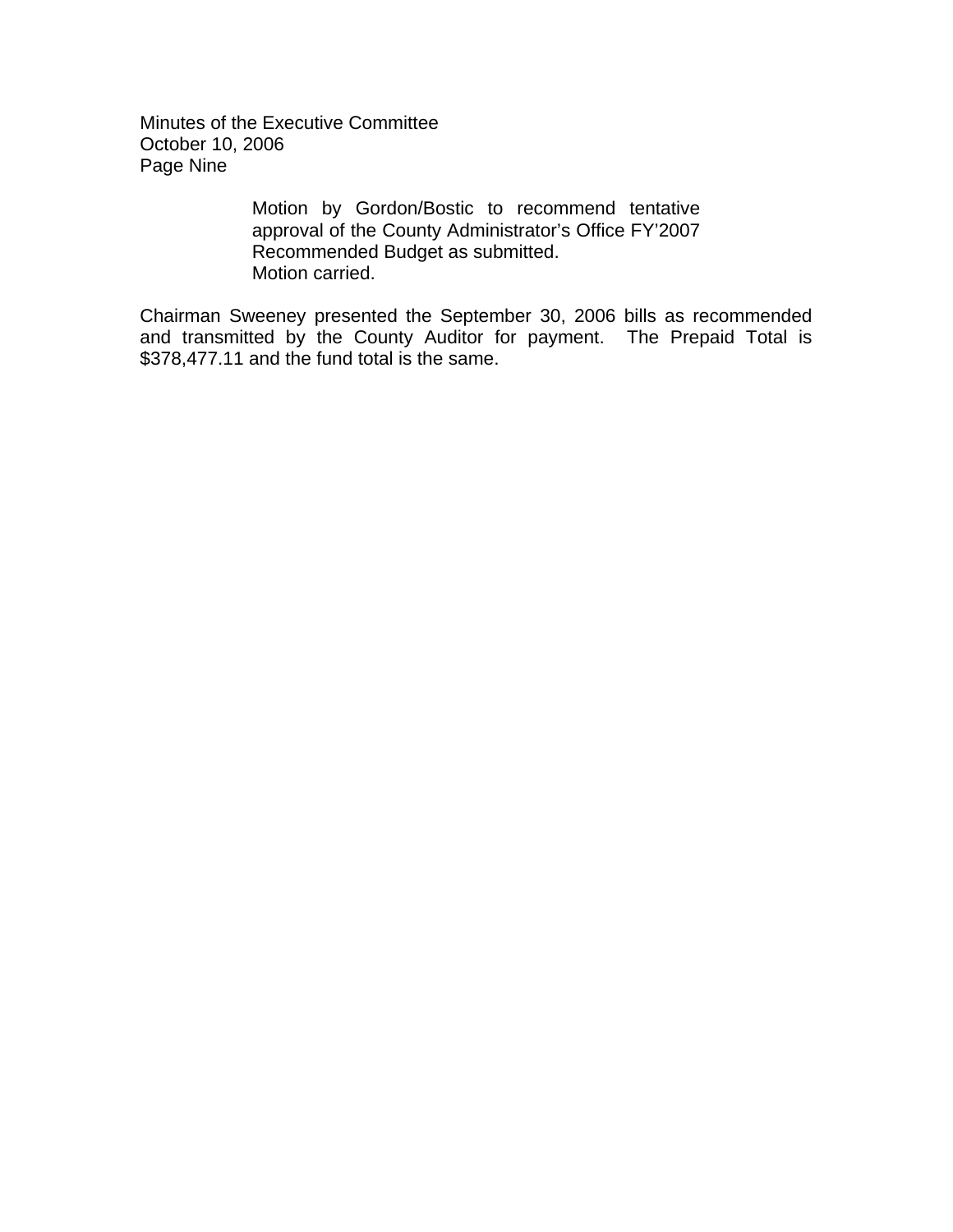Motion by Gordon/Bostic to recommend tentative approval of the County Administrator's Office FY'2007 Recommended Budget as submitted.
Motion carried.

Chairman Sweeney presented the September 30, 2006 bills as recommended and transmitted by the County Auditor for payment. The Prepaid Total is $378,477.11 and the fund total is the same.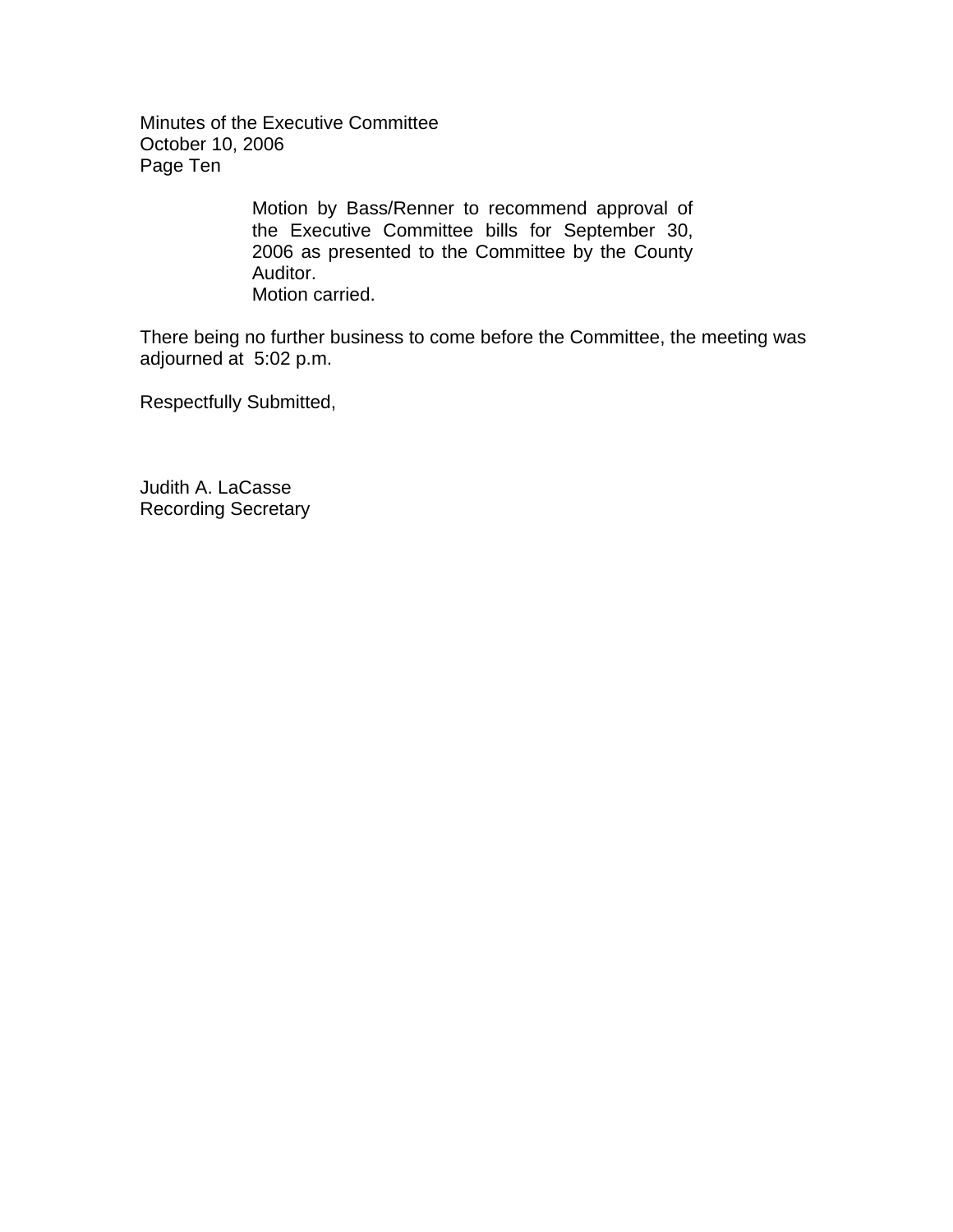Motion by Bass/Renner to recommend approval of the Executive Committee bills for September 30, 2006 as presented to the Committee by the County Auditor.
Motion carried.

There being no further business to come before the Committee, the meeting was adjourned at 5:02 p.m.

Respectfully Submitted,

Judith A. LaCasse
Recording Secretary